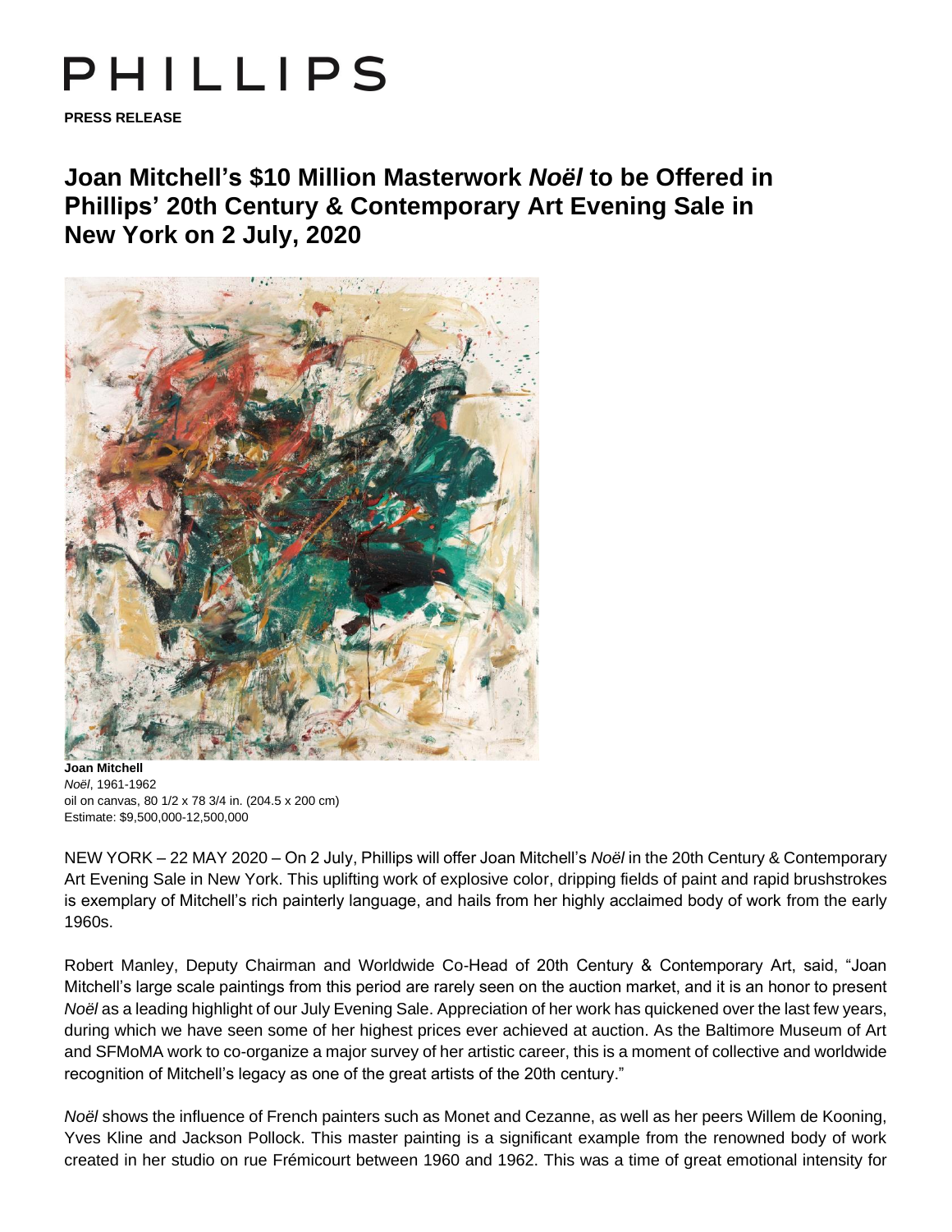# PHILLIPS

**PRESS RELEASE**

## Joan Mitchell's $10 Million Masterwork *Noël* to be Offered in Phillips' 20th Century & Contemporary Art Evening Sale in New York on 2 July, 2020

**Joan Mitchell**
*Noël*, 1961-1962
oil on canvas, 80 1/2 x 78 3/4 in. (204.5 x 200 cm)
Estimate: $9,500,000-12,500,000

NEW YORK – 22 MAY 2020 – On 2 July, Phillips will offer Joan Mitchell's *Noël* in the 20th Century & Contemporary Art Evening Sale in New York. This uplifting work of explosive color, dripping fields of paint and rapid brushstrokes is exemplary of Mitchell's rich painterly language, and hails from her highly acclaimed body of work from the early 1960s.

Robert Manley, Deputy Chairman and Worldwide Co-Head of 20th Century & Contemporary Art, said, "Joan Mitchell's large scale paintings from this period are rarely seen on the auction market, and it is an honor to present *Noël* as a leading highlight of our July Evening Sale. Appreciation of her work has quickened over the last few years, during which we have seen some of her highest prices ever achieved at auction. As the Baltimore Museum of Art and SFMoMA work to co-organize a major survey of her artistic career, this is a moment of collective and worldwide recognition of Mitchell's legacy as one of the great artists of the 20th century."

*Noël* shows the influence of French painters such as Monet and Cezanne, as well as her peers Willem de Kooning, Yves Kline and Jackson Pollock. This master painting is a significant example from the renowned body of work created in her studio on rue Frémicourt between 1960 and 1962. This was a time of great emotional intensity for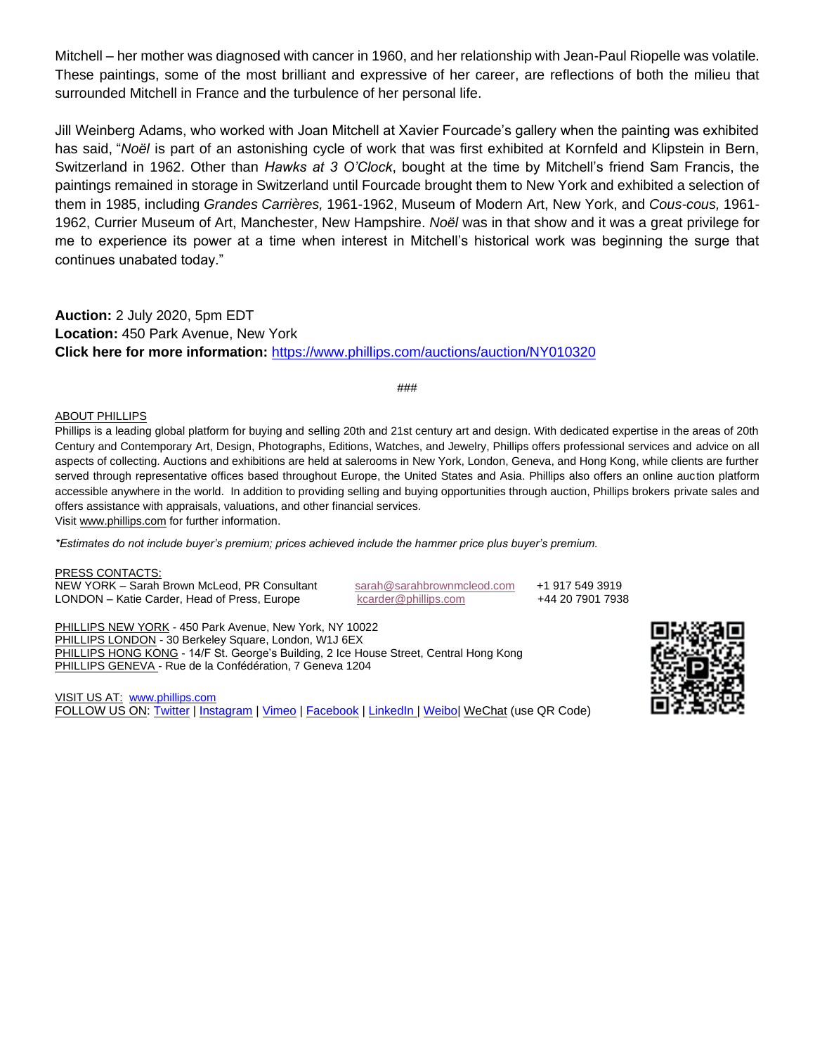Mitchell – her mother was diagnosed with cancer in 1960, and her relationship with Jean-Paul Riopelle was volatile. These paintings, some of the most brilliant and expressive of her career, are reflections of both the milieu that surrounded Mitchell in France and the turbulence of her personal life.

Jill Weinberg Adams, who worked with Joan Mitchell at Xavier Fourcade's gallery when the painting was exhibited has said, "*Noël* is part of an astonishing cycle of work that was first exhibited at Kornfeld and Klipstein in Bern, Switzerland in 1962. Other than *Hawks at 3 O'Clock*, bought at the time by Mitchell's friend Sam Francis, the paintings remained in storage in Switzerland until Fourcade brought them to New York and exhibited a selection of them in 1985, including *Grandes Carrières,* 1961-1962, Museum of Modern Art, New York, and *Cous-cous,* 1961-1962, Currier Museum of Art, Manchester, New Hampshire. *Noël* was in that show and it was a great privilege for me to experience its power at a time when interest in Mitchell's historical work was beginning the surge that continues unabated today."

**Auction:** 2 July 2020, 5pm EDT
**Location:** 450 Park Avenue, New York
**Click here for more information:** https://www.phillips.com/auctions/auction/NY010320

###

ABOUT PHILLIPS
Phillips is a leading global platform for buying and selling 20th and 21st century art and design. With dedicated expertise in the areas of 20th Century and Contemporary Art, Design, Photographs, Editions, Watches, and Jewelry, Phillips offers professional services and advice on all aspects of collecting. Auctions and exhibitions are held at salerooms in New York, London, Geneva, and Hong Kong, while clients are further served through representative offices based throughout Europe, the United States and Asia. Phillips also offers an online auction platform accessible anywhere in the world. In addition to providing selling and buying opportunities through auction, Phillips brokers private sales and offers assistance with appraisals, valuations, and other financial services.
Visit www.phillips.com for further information.

*\*Estimates do not include buyer's premium; prices achieved include the hammer price plus buyer's premium.*

PRESS CONTACTS:

| | | |
|---|---|---|
| NEW YORK – Sarah Brown McLeod, PR Consultant | sarah@sarahbrownmcleod.com | +1 917 549 3919 |
| LONDON – Katie Carder, Head of Press, Europe | kcarder@phillips.com | +44 20 7901 7938 |

PHILLIPS NEW YORK - 450 Park Avenue, New York, NY 10022
PHILLIPS LONDON - 30 Berkeley Square, London, W1J 6EX
PHILLIPS HONG KONG - 14/F St. George's Building, 2 Ice House Street, Central Hong Kong
PHILLIPS GENEVA - Rue de la Confédération, 7 Geneva 1204

VISIT US AT: www.phillips.com
FOLLOW US ON: Twitter | Instagram | Vimeo | Facebook | LinkedIn | Weibo| WeChat (use QR Code)